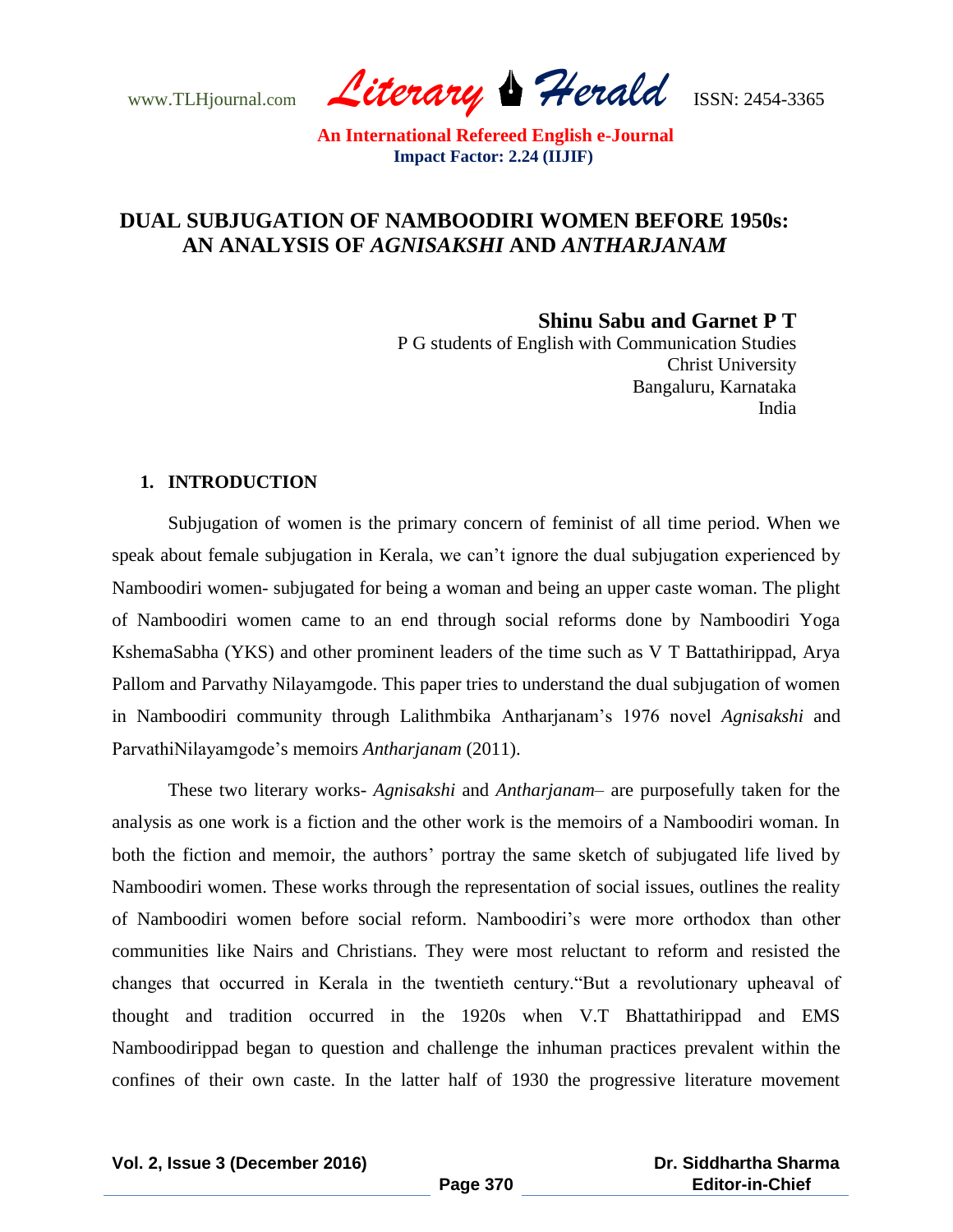# DUAL SUBJUGATION OF NAMBOODIRI WOMEN BEFORE 1950s: AN ANALYSIS OF *AGNISAKSHI* AND *ANTHARJANAM*

**Shinu Sabu and Garnet P T**

P G students of English with Communication Studies
Christ University
Bangaluru, Karnataka
India

## 1. INTRODUCTION

Subjugation of women is the primary concern of feminist of all time period. When we speak about female subjugation in Kerala, we can't ignore the dual subjugation experienced by Namboodiri women- subjugated for being a woman and being an upper caste woman. The plight of Namboodiri women came to an end through social reforms done by Namboodiri Yoga KshemaSabha (YKS) and other prominent leaders of the time such as V T Battathirippad, Arya Pallom and Parvathy Nilayamgode. This paper tries to understand the dual subjugation of women in Namboodiri community through Lalithmbika Antharjanam's 1976 novel *Agnisakshi* and ParvathiNilayamgode's memoirs *Antharjanam* (2011).

These two literary works- *Agnisakshi* and *Antharjanam*– are purposefully taken for the analysis as one work is a fiction and the other work is the memoirs of a Namboodiri woman. In both the fiction and memoir, the authors' portray the same sketch of subjugated life lived by Namboodiri women. These works through the representation of social issues, outlines the reality of Namboodiri women before social reform. Namboodiri's were more orthodox than other communities like Nairs and Christians. They were most reluctant to reform and resisted the changes that occurred in Kerala in the twentieth century."But a revolutionary upheaval of thought and tradition occurred in the 1920s when V.T Bhattathirippad and EMS Namboodirippad began to question and challenge the inhuman practices prevalent within the confines of their own caste. In the latter half of 1930 the progressive literature movement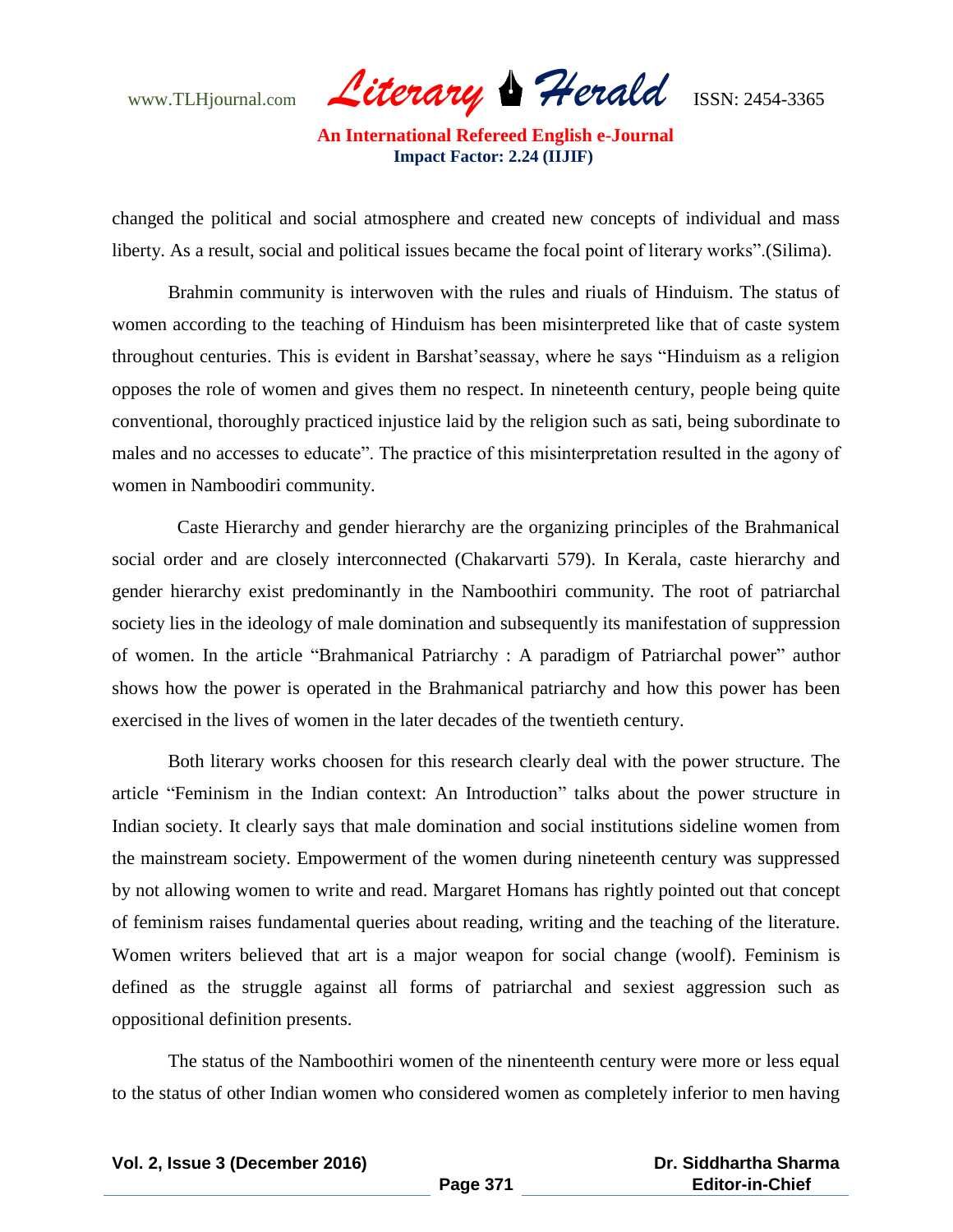changed the political and social atmosphere and created new concepts of individual and mass liberty. As a result, social and political issues became the focal point of literary works".(Silima).

Brahmin community is interwoven with the rules and riuals of Hinduism. The status of women according to the teaching of Hinduism has been misinterpreted like that of caste system throughout centuries. This is evident in Barshat'seassay, where he says "Hinduism as a religion opposes the role of women and gives them no respect. In nineteenth century, people being quite conventional, thoroughly practiced injustice laid by the religion such as sati, being subordinate to males and no accesses to educate". The practice of this misinterpretation resulted in the agony of women in Namboodiri community.

Caste Hierarchy and gender hierarchy are the organizing principles of the Brahmanical social order and are closely interconnected (Chakarvarti 579). In Kerala, caste hierarchy and gender hierarchy exist predominantly in the Namboothiri community. The root of patriarchal society lies in the ideology of male domination and subsequently its manifestation of suppression of women. In the article "Brahmanical Patriarchy : A paradigm of Patriarchal power" author shows how the power is operated in the Brahmanical patriarchy and how this power has been exercised in the lives of women in the later decades of the twentieth century.

Both literary works choosen for this research clearly deal with the power structure. The article "Feminism in the Indian context: An Introduction" talks about the power structure in Indian society. It clearly says that male domination and social institutions sideline women from the mainstream society. Empowerment of the women during nineteenth century was suppressed by not allowing women to write and read. Margaret Homans has rightly pointed out that concept of feminism raises fundamental queries about reading, writing and the teaching of the literature. Women writers believed that art is a major weapon for social change (woolf). Feminism is defined as the struggle against all forms of patriarchal and sexiest aggression such as oppositional definition presents.

The status of the Namboothiri women of the ninenteenth century were more or less equal to the status of other Indian women who considered women as completely inferior to men having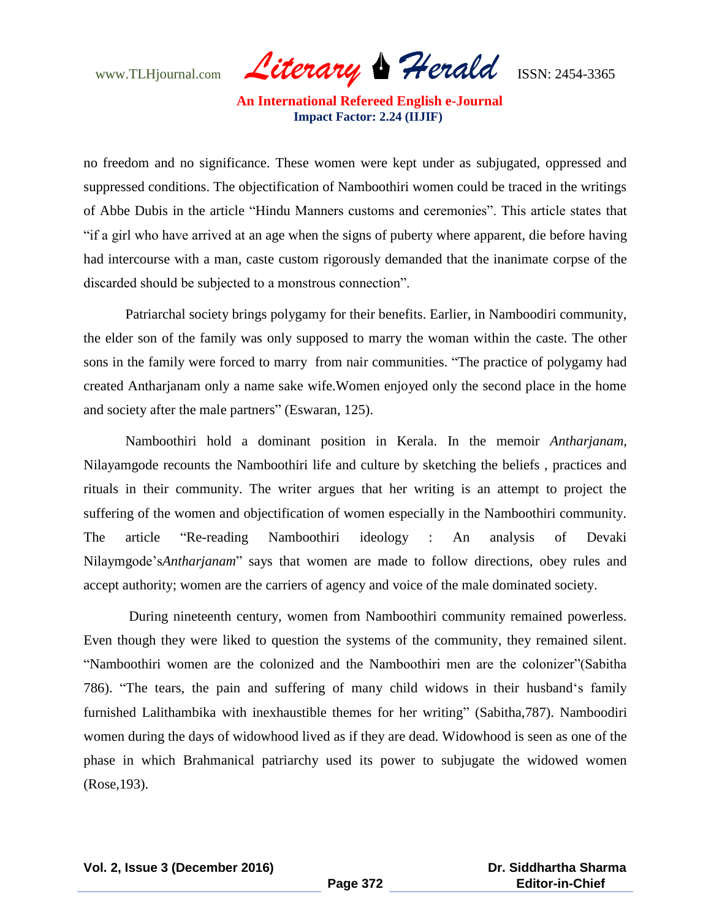no freedom and no significance. These women were kept under as subjugated, oppressed and suppressed conditions. The objectification of Namboothiri women could be traced in the writings of Abbe Dubis in the article "Hindu Manners customs and ceremonies". This article states that "if a girl who have arrived at an age when the signs of puberty where apparent, die before having had intercourse with a man, caste custom rigorously demanded that the inanimate corpse of the discarded should be subjected to a monstrous connection".

Patriarchal society brings polygamy for their benefits. Earlier, in Namboodiri community, the elder son of the family was only supposed to marry the woman within the caste. The other sons in the family were forced to marry from nair communities. "The practice of polygamy had created Antharjanam only a name sake wife.Women enjoyed only the second place in the home and society after the male partners" (Eswaran, 125).

Namboothiri hold a dominant position in Kerala. In the memoir *Antharjanam*, Nilayamgode recounts the Namboothiri life and culture by sketching the beliefs , practices and rituals in their community. The writer argues that her writing is an attempt to project the suffering of the women and objectification of women especially in the Namboothiri community. The article "Re-reading Namboothiri ideology : An analysis of Devaki Nilaymgode's*Antharjanam*" says that women are made to follow directions, obey rules and accept authority; women are the carriers of agency and voice of the male dominated society.

During nineteenth century, women from Namboothiri community remained powerless. Even though they were liked to question the systems of the community, they remained silent. "Namboothiri women are the colonized and the Namboothiri men are the colonizer"(Sabitha 786). "The tears, the pain and suffering of many child widows in their husband's family furnished Lalithambika with inexhaustible themes for her writing" (Sabitha,787). Namboodiri women during the days of widowhood lived as if they are dead. Widowhood is seen as one of the phase in which Brahmanical patriarchy used its power to subjugate the widowed women (Rose,193).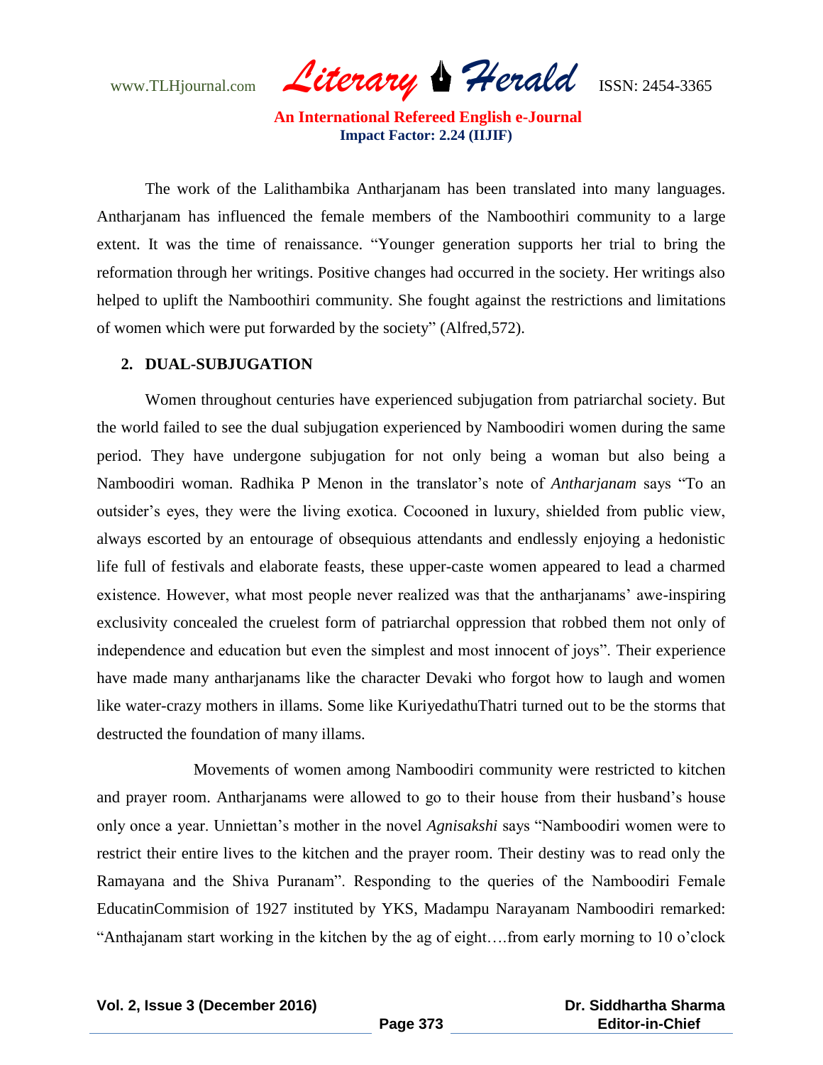The work of the Lalithambika Antharjanam has been translated into many languages. Antharjanam has influenced the female members of the Namboothiri community to a large extent. It was the time of renaissance. "Younger generation supports her trial to bring the reformation through her writings. Positive changes had occurred in the society. Her writings also helped to uplift the Namboothiri community. She fought against the restrictions and limitations of women which were put forwarded by the society" (Alfred,572).

## 2. DUAL-SUBJUGATION

Women throughout centuries have experienced subjugation from patriarchal society. But the world failed to see the dual subjugation experienced by Namboodiri women during the same period. They have undergone subjugation for not only being a woman but also being a Namboodiri woman. Radhika P Menon in the translator's note of *Antharjanam* says "To an outsider's eyes, they were the living exotica. Cocooned in luxury, shielded from public view, always escorted by an entourage of obsequious attendants and endlessly enjoying a hedonistic life full of festivals and elaborate feasts, these upper-caste women appeared to lead a charmed existence. However, what most people never realized was that the antharjanams' awe-inspiring exclusivity concealed the cruelest form of patriarchal oppression that robbed them not only of independence and education but even the simplest and most innocent of joys". Their experience have made many antharjanams like the character Devaki who forgot how to laugh and women like water-crazy mothers in illams. Some like KuriyedathuThatri turned out to be the storms that destructed the foundation of many illams.

Movements of women among Namboodiri community were restricted to kitchen and prayer room. Antharjanams were allowed to go to their house from their husband's house only once a year. Unniettan's mother in the novel *Agnisakshi* says "Namboodiri women were to restrict their entire lives to the kitchen and the prayer room. Their destiny was to read only the Ramayana and the Shiva Puranam". Responding to the queries of the Namboodiri Female EducatinCommision of 1927 instituted by YKS, Madampu Narayanam Namboodiri remarked: "Anthajanam start working in the kitchen by the ag of eight….from early morning to 10 o'clock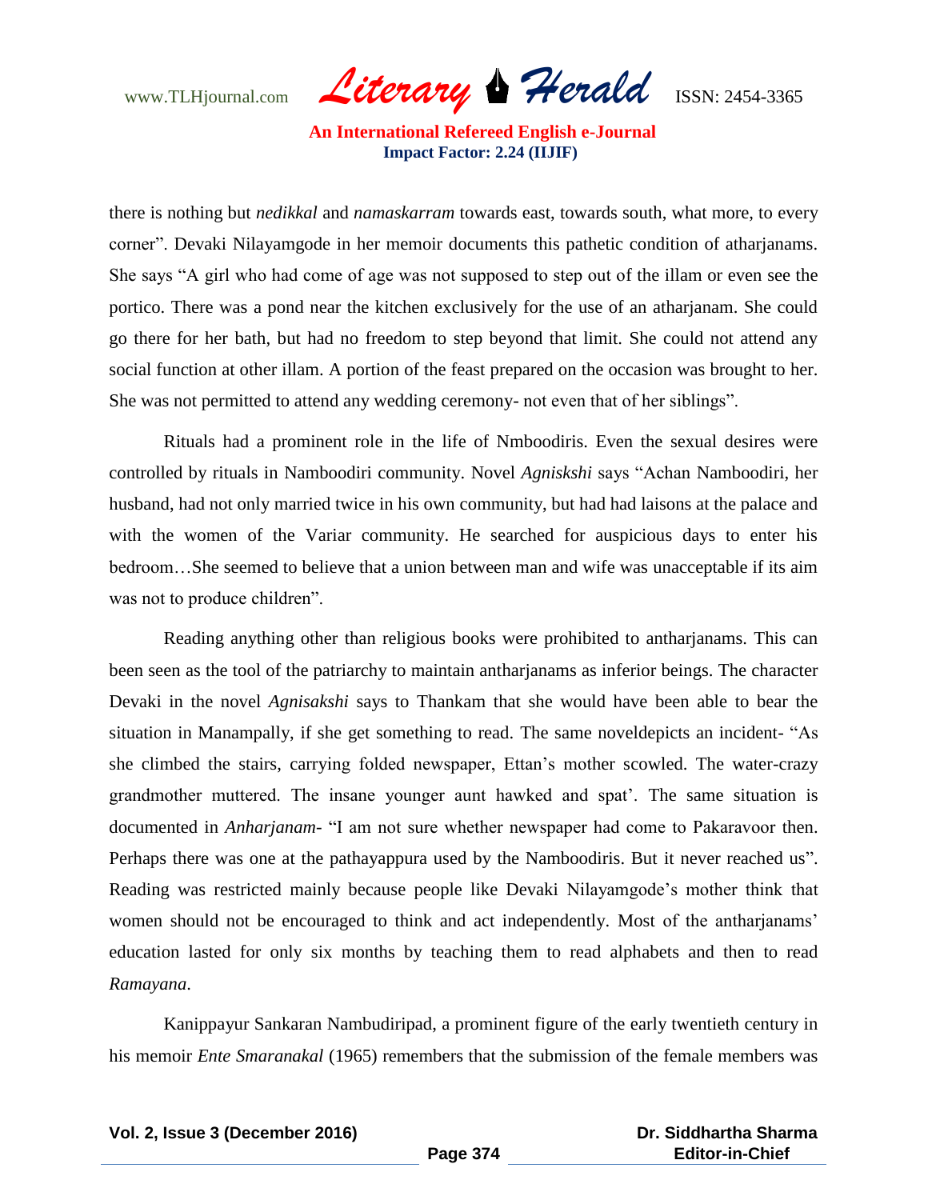there is nothing but *nedikkal* and *namaskarram* towards east, towards south, what more, to every corner". Devaki Nilayamgode in her memoir documents this pathetic condition of atharjanams. She says "A girl who had come of age was not supposed to step out of the illam or even see the portico. There was a pond near the kitchen exclusively for the use of an atharjanam. She could go there for her bath, but had no freedom to step beyond that limit. She could not attend any social function at other illam. A portion of the feast prepared on the occasion was brought to her. She was not permitted to attend any wedding ceremony- not even that of her siblings".

Rituals had a prominent role in the life of Nmboodiris. Even the sexual desires were controlled by rituals in Namboodiri community. Novel *Agniskshi* says "Achan Namboodiri, her husband, had not only married twice in his own community, but had had laisons at the palace and with the women of the Variar community. He searched for auspicious days to enter his bedroom…She seemed to believe that a union between man and wife was unacceptable if its aim was not to produce children".

Reading anything other than religious books were prohibited to antharjanams. This can been seen as the tool of the patriarchy to maintain antharjanams as inferior beings. The character Devaki in the novel *Agnisakshi* says to Thankam that she would have been able to bear the situation in Manampally, if she get something to read. The same noveldepicts an incident- "As she climbed the stairs, carrying folded newspaper, Ettan's mother scowled. The water-crazy grandmother muttered. The insane younger aunt hawked and spat'. The same situation is documented in *Anharjanam*- "I am not sure whether newspaper had come to Pakaravoor then. Perhaps there was one at the pathayappura used by the Namboodiris. But it never reached us". Reading was restricted mainly because people like Devaki Nilayamgode's mother think that women should not be encouraged to think and act independently. Most of the antharjanams' education lasted for only six months by teaching them to read alphabets and then to read *Ramayana*.

Kanippayur Sankaran Nambudiripad, a prominent figure of the early twentieth century in his memoir *Ente Smaranakal* (1965) remembers that the submission of the female members was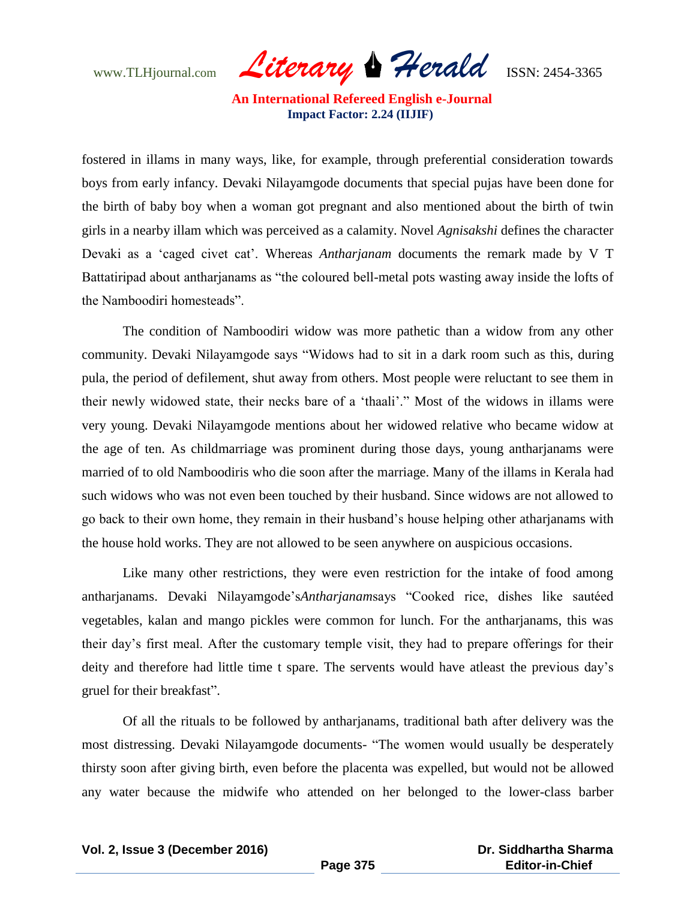fostered in illams in many ways, like, for example, through preferential consideration towards boys from early infancy. Devaki Nilayamgode documents that special pujas have been done for the birth of baby boy when a woman got pregnant and also mentioned about the birth of twin girls in a nearby illam which was perceived as a calamity. Novel *Agnisakshi* defines the character Devaki as a 'caged civet cat'. Whereas *Antharjanam* documents the remark made by V T Battatiripad about antharjanams as "the coloured bell-metal pots wasting away inside the lofts of the Namboodiri homesteads".

The condition of Namboodiri widow was more pathetic than a widow from any other community. Devaki Nilayamgode says "Widows had to sit in a dark room such as this, during pula, the period of defilement, shut away from others. Most people were reluctant to see them in their newly widowed state, their necks bare of a 'thaali'." Most of the widows in illams were very young. Devaki Nilayamgode mentions about her widowed relative who became widow at the age of ten. As childmarriage was prominent during those days, young antharjanams were married of to old Namboodiris who die soon after the marriage. Many of the illams in Kerala had such widows who was not even been touched by their husband. Since widows are not allowed to go back to their own home, they remain in their husband's house helping other atharjanams with the house hold works. They are not allowed to be seen anywhere on auspicious occasions.

Like many other restrictions, they were even restriction for the intake of food among antharjanams. Devaki Nilayamgode's*Antharjanam*says "Cooked rice, dishes like sautéed vegetables, kalan and mango pickles were common for lunch. For the antharjanams, this was their day's first meal. After the customary temple visit, they had to prepare offerings for their deity and therefore had little time t spare. The servents would have atleast the previous day's gruel for their breakfast".

Of all the rituals to be followed by antharjanams, traditional bath after delivery was the most distressing. Devaki Nilayamgode documents- "The women would usually be desperately thirsty soon after giving birth, even before the placenta was expelled, but would not be allowed any water because the midwife who attended on her belonged to the lower-class barber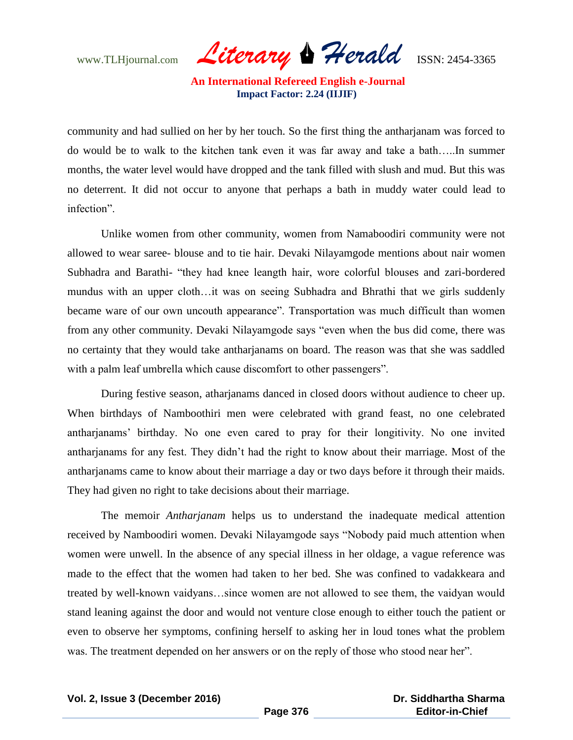community and had sullied on her by her touch. So the first thing the antharjanam was forced to do would be to walk to the kitchen tank even it was far away and take a bath…..In summer months, the water level would have dropped and the tank filled with slush and mud. But this was no deterrent. It did not occur to anyone that perhaps a bath in muddy water could lead to infection".

Unlike women from other community, women from Namaboodiri community were not allowed to wear saree- blouse and to tie hair. Devaki Nilayamgode mentions about nair women Subhadra and Barathi- "they had knee leangth hair, wore colorful blouses and zari-bordered mundus with an upper cloth…it was on seeing Subhadra and Bhrathi that we girls suddenly became ware of our own uncouth appearance". Transportation was much difficult than women from any other community. Devaki Nilayamgode says "even when the bus did come, there was no certainty that they would take antharjanams on board. The reason was that she was saddled with a palm leaf umbrella which cause discomfort to other passengers".

During festive season, atharjanams danced in closed doors without audience to cheer up. When birthdays of Namboothiri men were celebrated with grand feast, no one celebrated antharjanams' birthday. No one even cared to pray for their longitivity. No one invited antharjanams for any fest. They didn't had the right to know about their marriage. Most of the antharjanams came to know about their marriage a day or two days before it through their maids. They had given no right to take decisions about their marriage.

The memoir *Antharjanam* helps us to understand the inadequate medical attention received by Namboodiri women. Devaki Nilayamgode says "Nobody paid much attention when women were unwell. In the absence of any special illness in her oldage, a vague reference was made to the effect that the women had taken to her bed. She was confined to vadakkeara and treated by well-known vaidyans…since women are not allowed to see them, the vaidyan would stand leaning against the door and would not venture close enough to either touch the patient or even to observe her symptoms, confining herself to asking her in loud tones what the problem was. The treatment depended on her answers or on the reply of those who stood near her".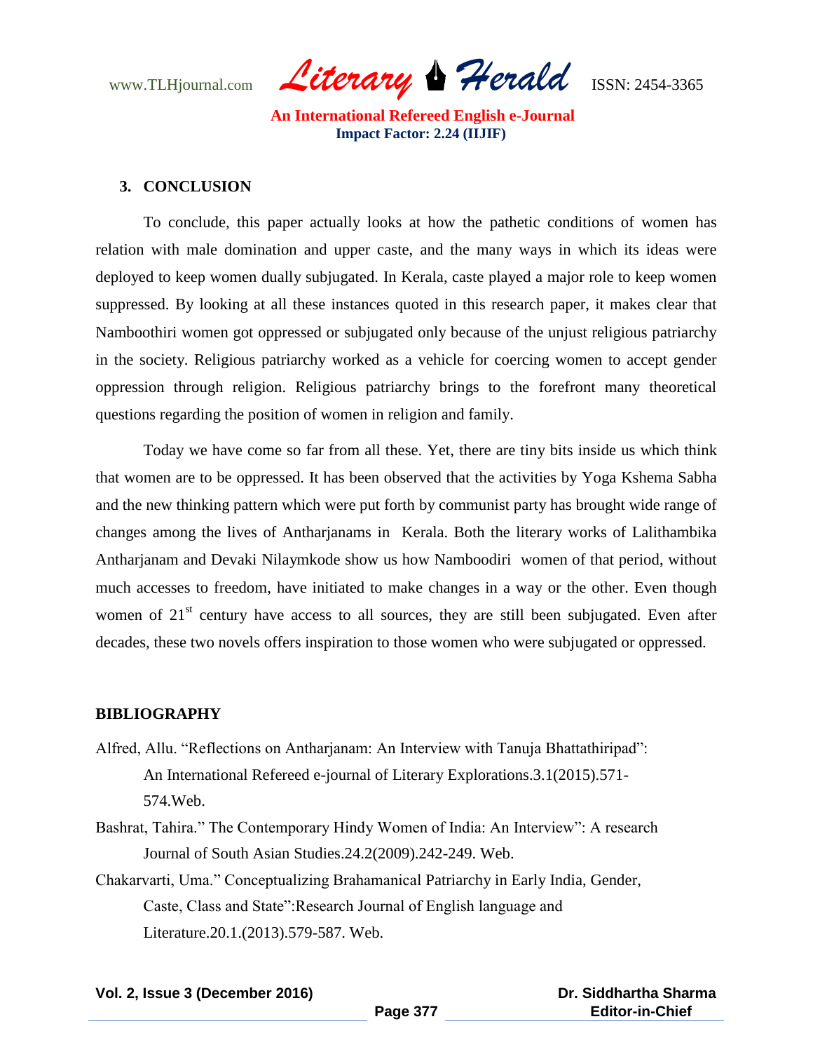## 3. CONCLUSION

To conclude, this paper actually looks at how the pathetic conditions of women has relation with male domination and upper caste, and the many ways in which its ideas were deployed to keep women dually subjugated. In Kerala, caste played a major role to keep women suppressed. By looking at all these instances quoted in this research paper, it makes clear that Namboothiri women got oppressed or subjugated only because of the unjust religious patriarchy in the society. Religious patriarchy worked as a vehicle for coercing women to accept gender oppression through religion. Religious patriarchy brings to the forefront many theoretical questions regarding the position of women in religion and family.

Today we have come so far from all these. Yet, there are tiny bits inside us which think that women are to be oppressed. It has been observed that the activities by Yoga Kshema Sabha and the new thinking pattern which were put forth by communist party has brought wide range of changes among the lives of Antharjanams in Kerala. Both the literary works of Lalithambika Antharjanam and Devaki Nilaymkode show us how Namboodiri women of that period, without much accesses to freedom, have initiated to make changes in a way or the other. Even though women of 21st century have access to all sources, they are still been subjugated. Even after decades, these two novels offers inspiration to those women who were subjugated or oppressed.

## BIBLIOGRAPHY

Alfred, Allu. "Reflections on Antharjanam: An Interview with Tanuja Bhattathiripad": An International Refereed e-journal of Literary Explorations.3.1(2015).571-574.Web.

Bashrat, Tahira." The Contemporary Hindy Women of India: An Interview": A research Journal of South Asian Studies.24.2(2009).242-249. Web.

Chakarvarti, Uma." Conceptualizing Brahamanical Patriarchy in Early India, Gender, Caste, Class and State":Research Journal of English language and Literature.20.1.(2013).579-587. Web.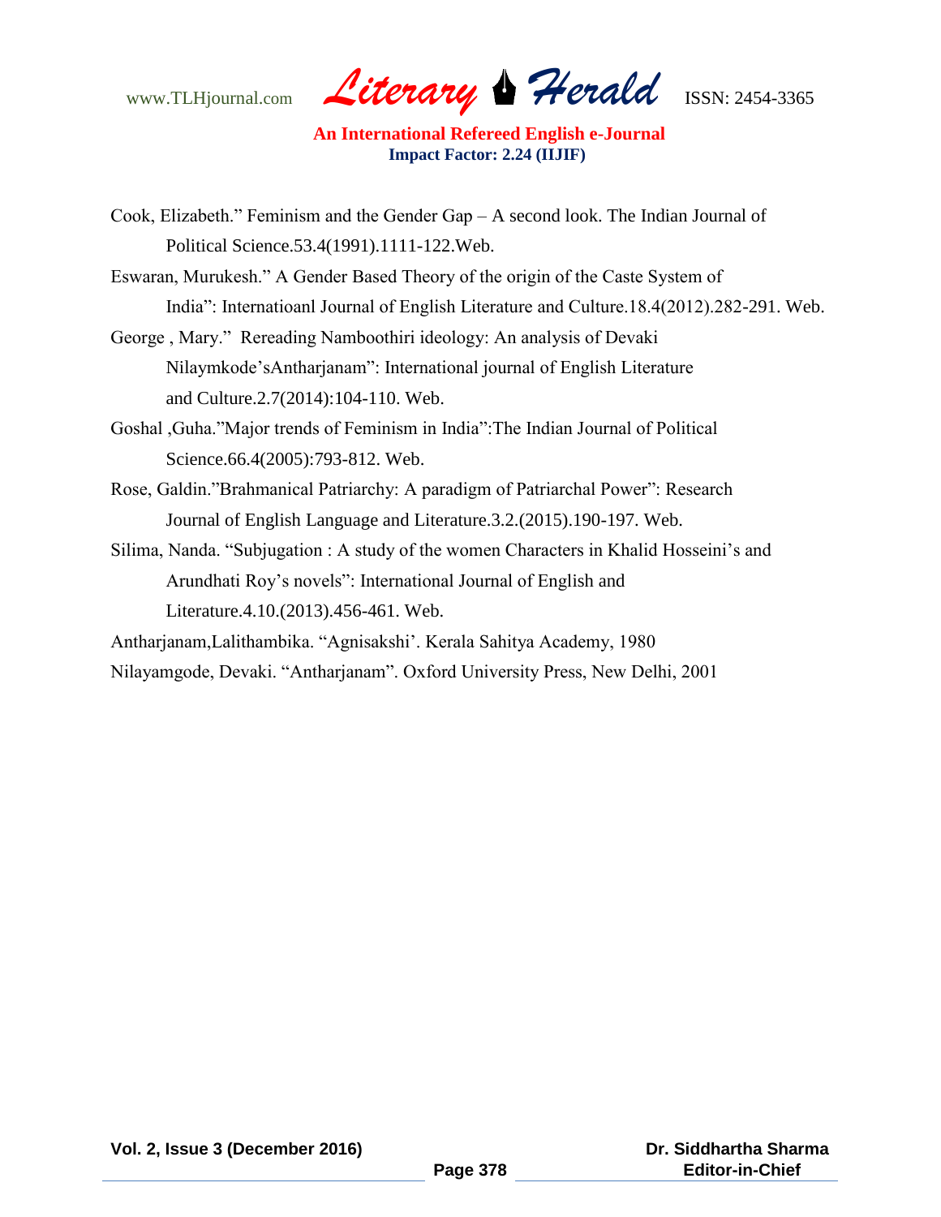Cook, Elizabeth." Feminism and the Gender Gap – A second look. The Indian Journal of Political Science.53.4(1991).1111-122.Web.

Eswaran, Murukesh." A Gender Based Theory of the origin of the Caste System of India": Internatioanl Journal of English Literature and Culture.18.4(2012).282-291. Web.

George , Mary." Rereading Namboothiri ideology: An analysis of Devaki Nilaymkode'sAntharjanam": International journal of English Literature and Culture.2.7(2014):104-110. Web.

Goshal ,Guha."Major trends of Feminism in India":The Indian Journal of Political Science.66.4(2005):793-812. Web.

Rose, Galdin."Brahmanical Patriarchy: A paradigm of Patriarchal Power": Research Journal of English Language and Literature.3.2.(2015).190-197. Web.

Silima, Nanda. "Subjugation : A study of the women Characters in Khalid Hosseini's and Arundhati Roy's novels": International Journal of English and Literature.4.10.(2013).456-461. Web.

Antharjanam,Lalithambika. "Agnisakshi'. Kerala Sahitya Academy, 1980

Nilayamgode, Devaki. "Antharjanam". Oxford University Press, New Delhi, 2001